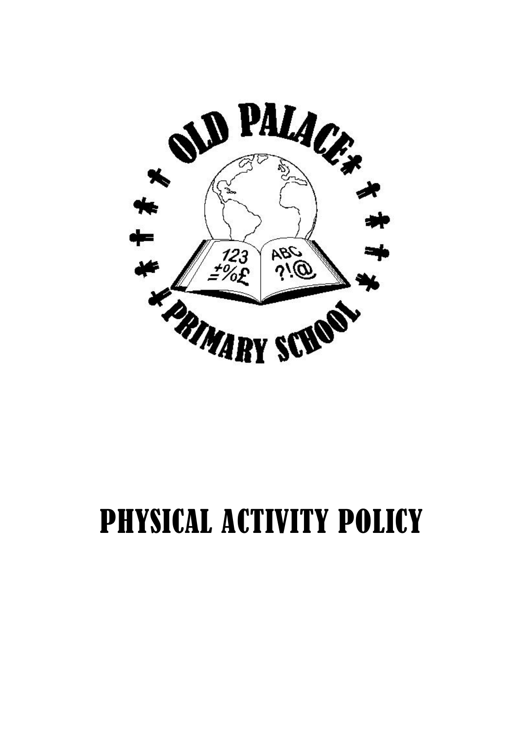# PHYSICAL ACTIVITY POLICY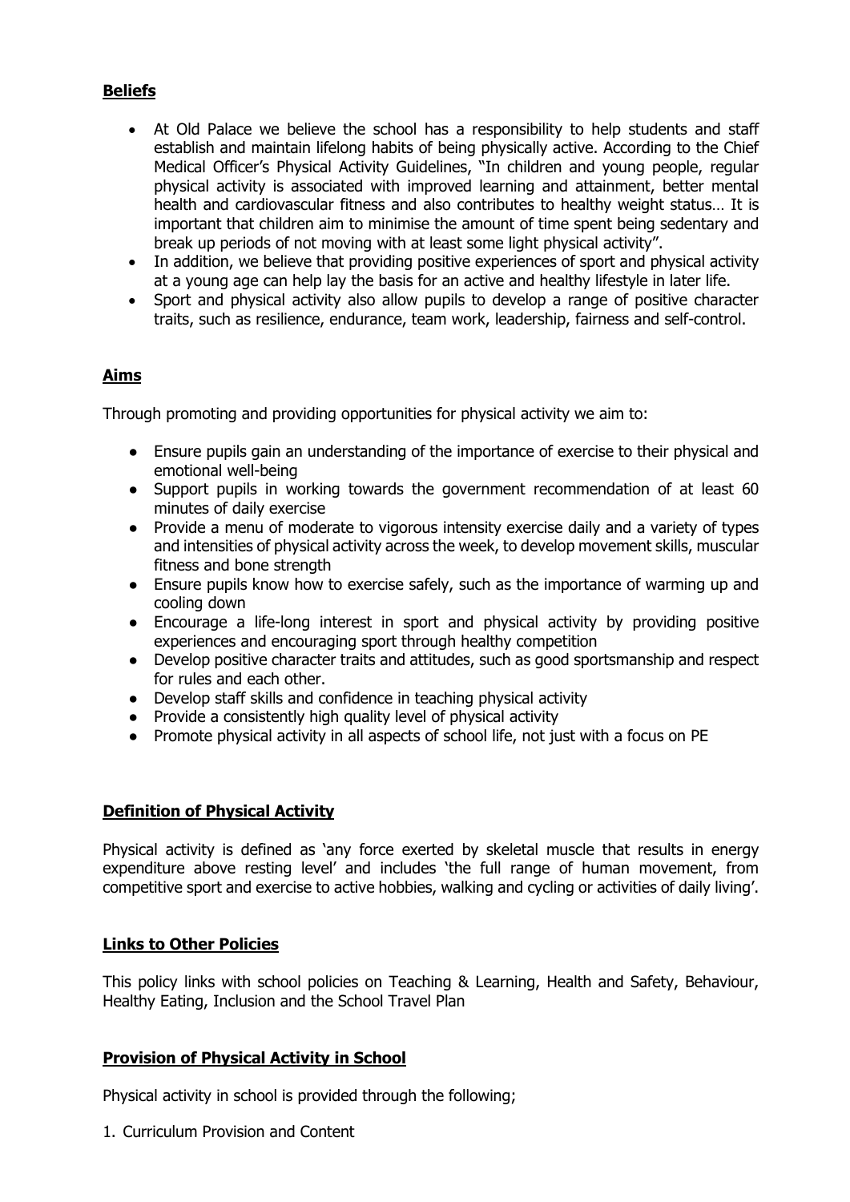## Beliefs

- At Old Palace we believe the school has a responsibility to help students and staff establish and maintain lifelong habits of being physically active. According to the Chief Medical Officer's Physical Activity Guidelines, "In children and young people, regular physical activity is associated with improved learning and attainment, better mental health and cardiovascular fitness and also contributes to healthy weight status… It is important that children aim to minimise the amount of time spent being sedentary and break up periods of not moving with at least some light physical activity".
- In addition, we believe that providing positive experiences of sport and physical activity at a young age can help lay the basis for an active and healthy lifestyle in later life.
- Sport and physical activity also allow pupils to develop a range of positive character traits, such as resilience, endurance, team work, leadership, fairness and self-control.

## Aims

Through promoting and providing opportunities for physical activity we aim to:

- Ensure pupils gain an understanding of the importance of exercise to their physical and emotional well-being
- Support pupils in working towards the government recommendation of at least 60 minutes of daily exercise
- Provide a menu of moderate to vigorous intensity exercise daily and a variety of types and intensities of physical activity across the week, to develop movement skills, muscular fitness and bone strength
- Ensure pupils know how to exercise safely, such as the importance of warming up and cooling down
- Encourage a life-long interest in sport and physical activity by providing positive experiences and encouraging sport through healthy competition
- Develop positive character traits and attitudes, such as good sportsmanship and respect for rules and each other.
- Develop staff skills and confidence in teaching physical activity
- Provide a consistently high quality level of physical activity
- Promote physical activity in all aspects of school life, not just with a focus on PE

## Definition of Physical Activity

Physical activity is defined as 'any force exerted by skeletal muscle that results in energy expenditure above resting level' and includes 'the full range of human movement, from competitive sport and exercise to active hobbies, walking and cycling or activities of daily living'.

## Links to Other Policies

This policy links with school policies on Teaching & Learning, Health and Safety, Behaviour, Healthy Eating, Inclusion and the School Travel Plan

## Provision of Physical Activity in School

Physical activity in school is provided through the following;

1. Curriculum Provision and Content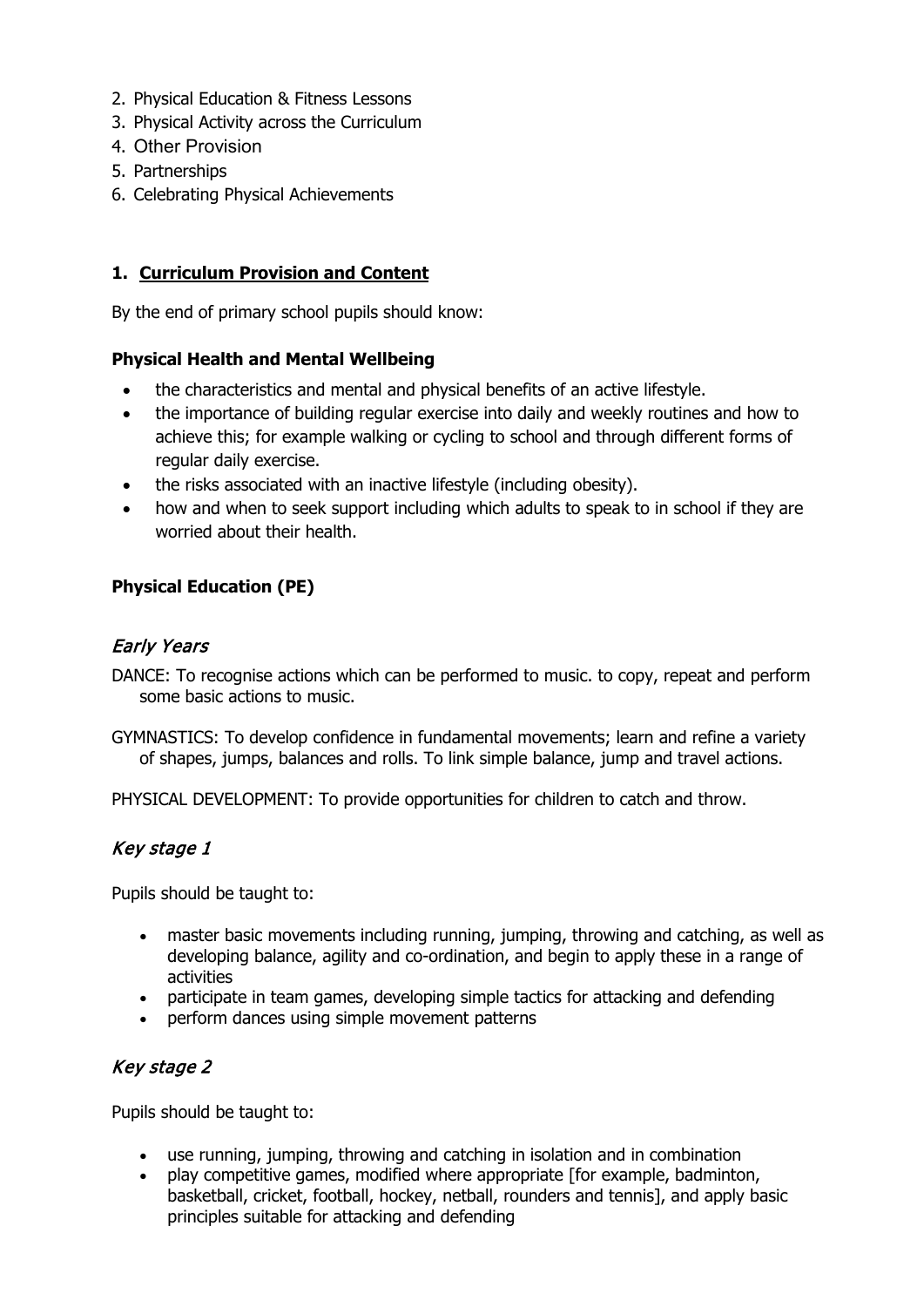2. Physical Education & Fitness Lessons
3. Physical Activity across the Curriculum
4. Other Provision
5. Partnerships
6. Celebrating Physical Achievements

## 1. Curriculum Provision and Content

By the end of primary school pupils should know:

### Physical Health and Mental Wellbeing

- the characteristics and mental and physical benefits of an active lifestyle.
- the importance of building regular exercise into daily and weekly routines and how to achieve this; for example walking or cycling to school and through different forms of regular daily exercise.
- the risks associated with an inactive lifestyle (including obesity).
- how and when to seek support including which adults to speak to in school if they are worried about their health.

### Physical Education (PE)

#### *Early Years*

DANCE: To recognise actions which can be performed to music. to copy, repeat and perform some basic actions to music.

GYMNASTICS: To develop confidence in fundamental movements; learn and refine a variety of shapes, jumps, balances and rolls. To link simple balance, jump and travel actions.

PHYSICAL DEVELOPMENT: To provide opportunities for children to catch and throw.

#### *Key stage 1*

Pupils should be taught to:

- master basic movements including running, jumping, throwing and catching, as well as developing balance, agility and co-ordination, and begin to apply these in a range of activities
- participate in team games, developing simple tactics for attacking and defending
- perform dances using simple movement patterns

#### *Key stage 2*

Pupils should be taught to:

- use running, jumping, throwing and catching in isolation and in combination
- play competitive games, modified where appropriate [for example, badminton, basketball, cricket, football, hockey, netball, rounders and tennis], and apply basic principles suitable for attacking and defending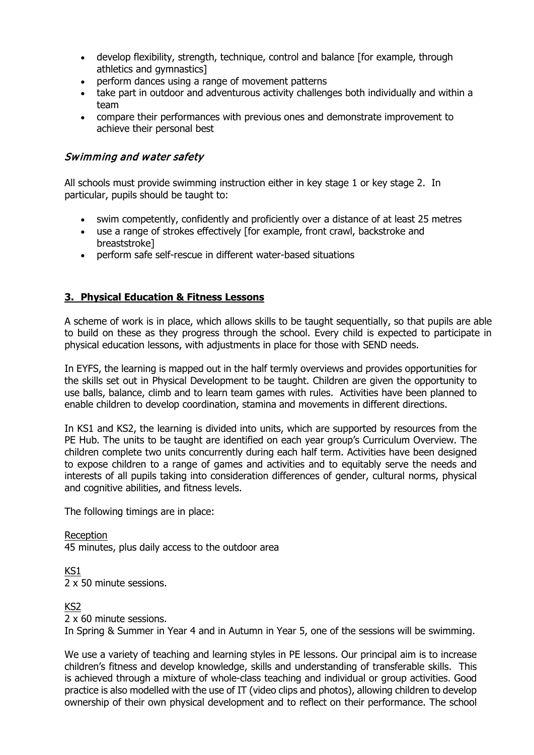- develop flexibility, strength, technique, control and balance [for example, through athletics and gymnastics]
- perform dances using a range of movement patterns
- take part in outdoor and adventurous activity challenges both individually and within a team
- compare their performances with previous ones and demonstrate improvement to achieve their personal best

### *Swimming and water safety*

All schools must provide swimming instruction either in key stage 1 or key stage 2. In particular, pupils should be taught to:

- swim competently, confidently and proficiently over a distance of at least 25 metres
- use a range of strokes effectively [for example, front crawl, backstroke and breaststroke]
- perform safe self-rescue in different water-based situations

## 3. Physical Education & Fitness Lessons

A scheme of work is in place, which allows skills to be taught sequentially, so that pupils are able to build on these as they progress through the school. Every child is expected to participate in physical education lessons, with adjustments in place for those with SEND needs.

In EYFS, the learning is mapped out in the half termly overviews and provides opportunities for the skills set out in Physical Development to be taught. Children are given the opportunity to use balls, balance, climb and to learn team games with rules. Activities have been planned to enable children to develop coordination, stamina and movements in different directions.

In KS1 and KS2, the learning is divided into units, which are supported by resources from the PE Hub. The units to be taught are identified on each year group's Curriculum Overview. The children complete two units concurrently during each half term. Activities have been designed to expose children to a range of games and activities and to equitably serve the needs and interests of all pupils taking into consideration differences of gender, cultural norms, physical and cognitive abilities, and fitness levels.

The following timings are in place:

Reception
45 minutes, plus daily access to the outdoor area

KS1
2 x 50 minute sessions.

KS2
2 x 60 minute sessions.
In Spring & Summer in Year 4 and in Autumn in Year 5, one of the sessions will be swimming.

We use a variety of teaching and learning styles in PE lessons. Our principal aim is to increase children's fitness and develop knowledge, skills and understanding of transferable skills. This is achieved through a mixture of whole-class teaching and individual or group activities. Good practice is also modelled with the use of IT (video clips and photos), allowing children to develop ownership of their own physical development and to reflect on their performance. The school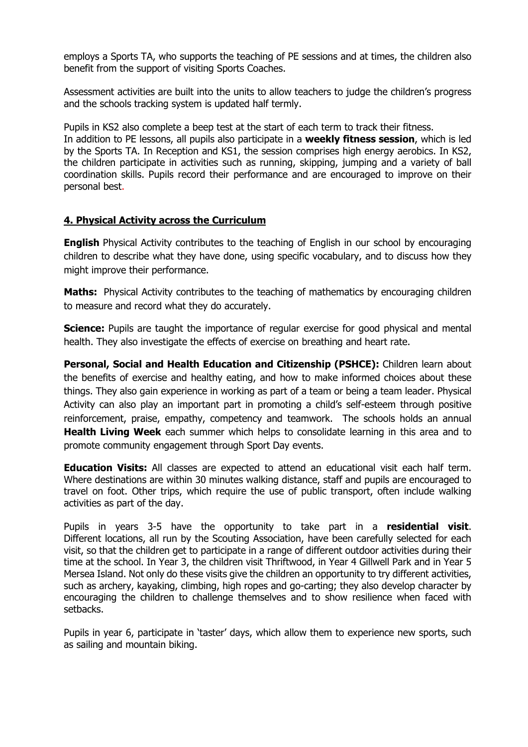employs a Sports TA, who supports the teaching of PE sessions and at times, the children also benefit from the support of visiting Sports Coaches.

Assessment activities are built into the units to allow teachers to judge the children's progress and the schools tracking system is updated half termly.

Pupils in KS2 also complete a beep test at the start of each term to track their fitness.
In addition to PE lessons, all pupils also participate in a **weekly fitness session**, which is led by the Sports TA. In Reception and KS1, the session comprises high energy aerobics. In KS2, the children participate in activities such as running, skipping, jumping and a variety of ball coordination skills. Pupils record their performance and are encouraged to improve on their personal best.

## 4. Physical Activity across the Curriculum

**English** Physical Activity contributes to the teaching of English in our school by encouraging children to describe what they have done, using specific vocabulary, and to discuss how they might improve their performance.

**Maths:** Physical Activity contributes to the teaching of mathematics by encouraging children to measure and record what they do accurately.

**Science:** Pupils are taught the importance of regular exercise for good physical and mental health. They also investigate the effects of exercise on breathing and heart rate.

**Personal, Social and Health Education and Citizenship (PSHCE):** Children learn about the benefits of exercise and healthy eating, and how to make informed choices about these things. They also gain experience in working as part of a team or being a team leader. Physical Activity can also play an important part in promoting a child's self-esteem through positive reinforcement, praise, empathy, competency and teamwork. The schools holds an annual **Health Living Week** each summer which helps to consolidate learning in this area and to promote community engagement through Sport Day events.

**Education Visits:** All classes are expected to attend an educational visit each half term. Where destinations are within 30 minutes walking distance, staff and pupils are encouraged to travel on foot. Other trips, which require the use of public transport, often include walking activities as part of the day.

Pupils in years 3-5 have the opportunity to take part in a **residential visit**. Different locations, all run by the Scouting Association, have been carefully selected for each visit, so that the children get to participate in a range of different outdoor activities during their time at the school. In Year 3, the children visit Thriftwood, in Year 4 Gillwell Park and in Year 5 Mersea Island. Not only do these visits give the children an opportunity to try different activities, such as archery, kayaking, climbing, high ropes and go-carting; they also develop character by encouraging the children to challenge themselves and to show resilience when faced with setbacks.

Pupils in year 6, participate in 'taster' days, which allow them to experience new sports, such as sailing and mountain biking.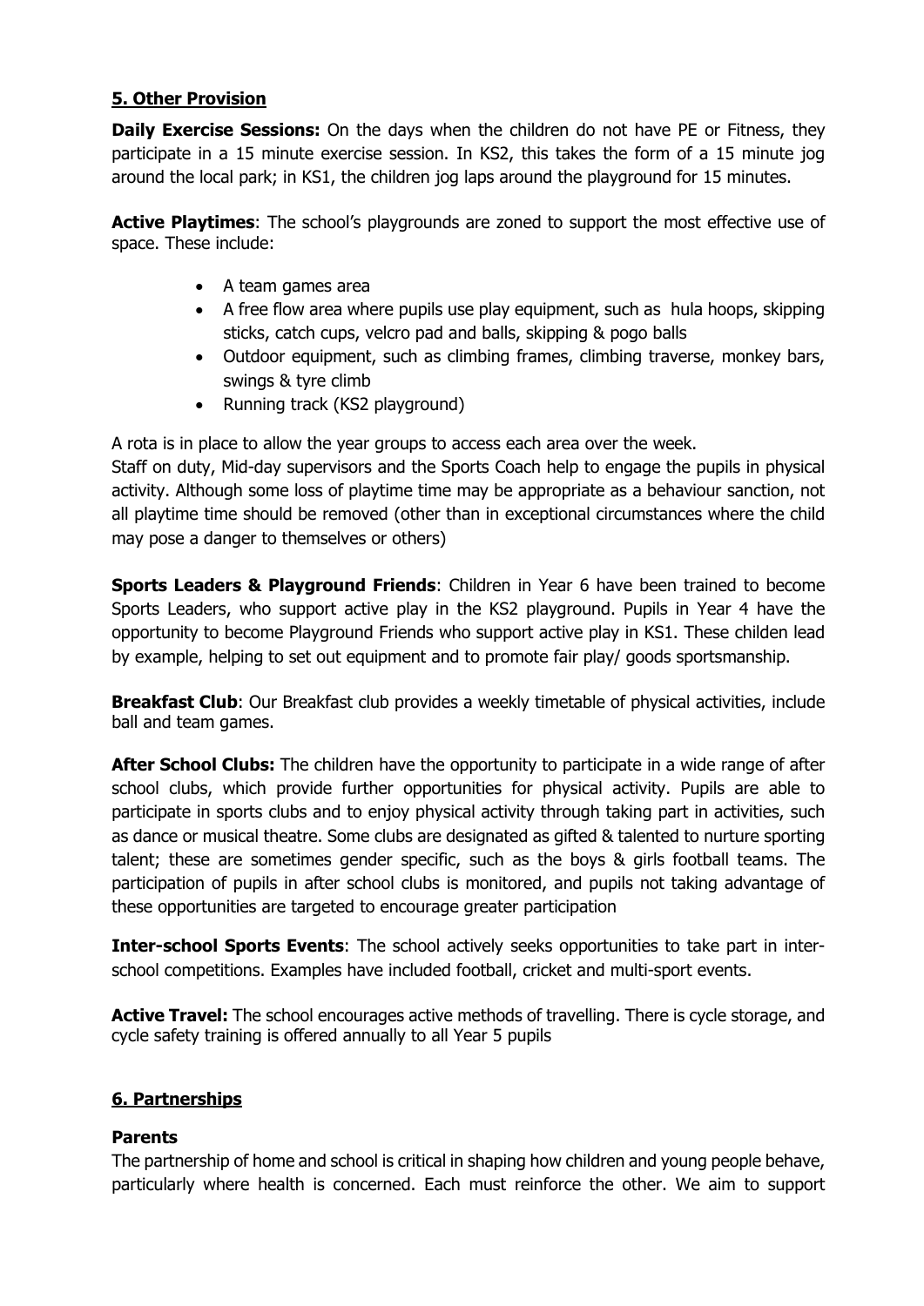## 5. Other Provision

**Daily Exercise Sessions:** On the days when the children do not have PE or Fitness, they participate in a 15 minute exercise session. In KS2, this takes the form of a 15 minute jog around the local park; in KS1, the children jog laps around the playground for 15 minutes.

**Active Playtimes**: The school's playgrounds are zoned to support the most effective use of space. These include:

- A team games area
- A free flow area where pupils use play equipment, such as hula hoops, skipping sticks, catch cups, velcro pad and balls, skipping & pogo balls
- Outdoor equipment, such as climbing frames, climbing traverse, monkey bars, swings & tyre climb
- Running track (KS2 playground)

A rota is in place to allow the year groups to access each area over the week.
Staff on duty, Mid-day supervisors and the Sports Coach help to engage the pupils in physical activity. Although some loss of playtime time may be appropriate as a behaviour sanction, not all playtime time should be removed (other than in exceptional circumstances where the child may pose a danger to themselves or others)

**Sports Leaders & Playground Friends**: Children in Year 6 have been trained to become Sports Leaders, who support active play in the KS2 playground. Pupils in Year 4 have the opportunity to become Playground Friends who support active play in KS1. These childen lead by example, helping to set out equipment and to promote fair play/ goods sportsmanship.

**Breakfast Club**: Our Breakfast club provides a weekly timetable of physical activities, include ball and team games.

**After School Clubs:** The children have the opportunity to participate in a wide range of after school clubs, which provide further opportunities for physical activity. Pupils are able to participate in sports clubs and to enjoy physical activity through taking part in activities, such as dance or musical theatre. Some clubs are designated as gifted & talented to nurture sporting talent; these are sometimes gender specific, such as the boys & girls football teams. The participation of pupils in after school clubs is monitored, and pupils not taking advantage of these opportunities are targeted to encourage greater participation

**Inter-school Sports Events**: The school actively seeks opportunities to take part in inter-school competitions. Examples have included football, cricket and multi-sport events.

**Active Travel:** The school encourages active methods of travelling. There is cycle storage, and cycle safety training is offered annually to all Year 5 pupils

## 6. Partnerships

### Parents

The partnership of home and school is critical in shaping how children and young people behave, particularly where health is concerned. Each must reinforce the other. We aim to support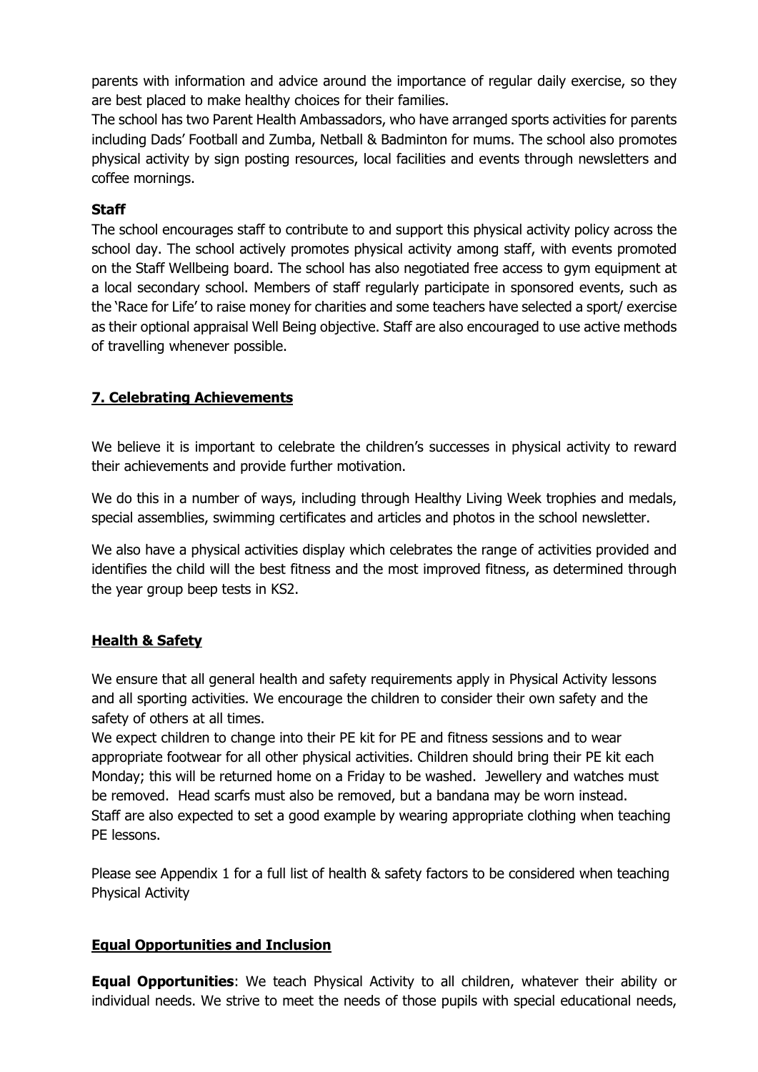parents with information and advice around the importance of regular daily exercise, so they are best placed to make healthy choices for their families.

The school has two Parent Health Ambassadors, who have arranged sports activities for parents including Dads' Football and Zumba, Netball & Badminton for mums. The school also promotes physical activity by sign posting resources, local facilities and events through newsletters and coffee mornings.

**Staff**

The school encourages staff to contribute to and support this physical activity policy across the school day. The school actively promotes physical activity among staff, with events promoted on the Staff Wellbeing board. The school has also negotiated free access to gym equipment at a local secondary school. Members of staff regularly participate in sponsored events, such as the 'Race for Life' to raise money for charities and some teachers have selected a sport/ exercise as their optional appraisal Well Being objective. Staff are also encouraged to use active methods of travelling whenever possible.

## 7. Celebrating Achievements

We believe it is important to celebrate the children's successes in physical activity to reward their achievements and provide further motivation.

We do this in a number of ways, including through Healthy Living Week trophies and medals, special assemblies, swimming certificates and articles and photos in the school newsletter.

We also have a physical activities display which celebrates the range of activities provided and identifies the child will the best fitness and the most improved fitness, as determined through the year group beep tests in KS2.

## Health & Safety

We ensure that all general health and safety requirements apply in Physical Activity lessons and all sporting activities. We encourage the children to consider their own safety and the safety of others at all times.

We expect children to change into their PE kit for PE and fitness sessions and to wear appropriate footwear for all other physical activities. Children should bring their PE kit each Monday; this will be returned home on a Friday to be washed. Jewellery and watches must be removed. Head scarfs must also be removed, but a bandana may be worn instead. Staff are also expected to set a good example by wearing appropriate clothing when teaching PE lessons.

Please see Appendix 1 for a full list of health & safety factors to be considered when teaching Physical Activity

## Equal Opportunities and Inclusion

**Equal Opportunities**: We teach Physical Activity to all children, whatever their ability or individual needs. We strive to meet the needs of those pupils with special educational needs,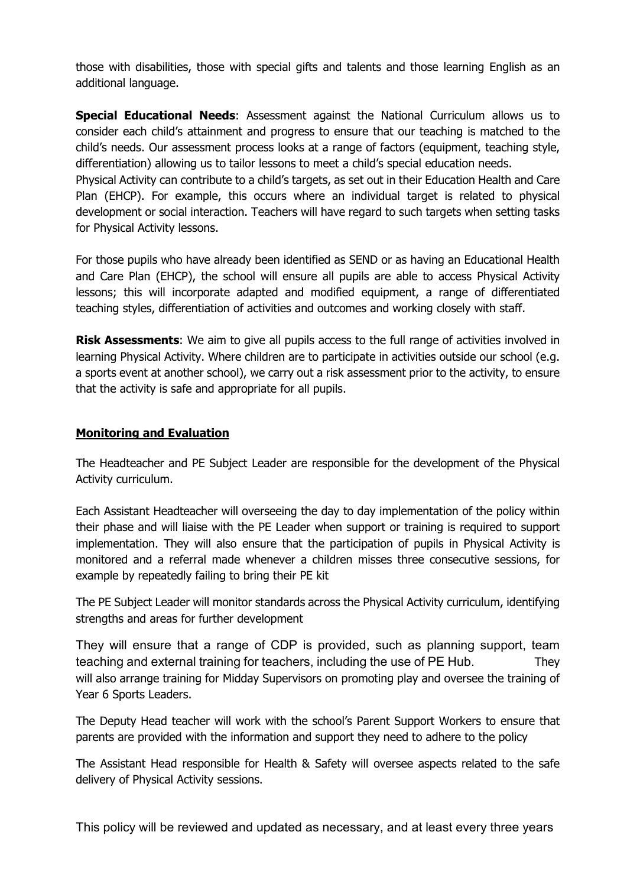those with disabilities, those with special gifts and talents and those learning English as an additional language.

**Special Educational Needs**: Assessment against the National Curriculum allows us to consider each child's attainment and progress to ensure that our teaching is matched to the child's needs. Our assessment process looks at a range of factors (equipment, teaching style, differentiation) allowing us to tailor lessons to meet a child's special education needs.
Physical Activity can contribute to a child's targets, as set out in their Education Health and Care Plan (EHCP). For example, this occurs where an individual target is related to physical development or social interaction. Teachers will have regard to such targets when setting tasks for Physical Activity lessons.

For those pupils who have already been identified as SEND or as having an Educational Health and Care Plan (EHCP), the school will ensure all pupils are able to access Physical Activity lessons; this will incorporate adapted and modified equipment, a range of differentiated teaching styles, differentiation of activities and outcomes and working closely with staff.

**Risk Assessments**: We aim to give all pupils access to the full range of activities involved in learning Physical Activity. Where children are to participate in activities outside our school (e.g. a sports event at another school), we carry out a risk assessment prior to the activity, to ensure that the activity is safe and appropriate for all pupils.

## Monitoring and Evaluation

The Headteacher and PE Subject Leader are responsible for the development of the Physical Activity curriculum.

Each Assistant Headteacher will overseeing the day to day implementation of the policy within their phase and will liaise with the PE Leader when support or training is required to support implementation. They will also ensure that the participation of pupils in Physical Activity is monitored and a referral made whenever a children misses three consecutive sessions, for example by repeatedly failing to bring their PE kit

The PE Subject Leader will monitor standards across the Physical Activity curriculum, identifying strengths and areas for further development

They will ensure that a range of CDP is provided, such as planning support, team teaching and external training for teachers, including the use of PE Hub. They will also arrange training for Midday Supervisors on promoting play and oversee the training of Year 6 Sports Leaders.

The Deputy Head teacher will work with the school's Parent Support Workers to ensure that parents are provided with the information and support they need to adhere to the policy

The Assistant Head responsible for Health & Safety will oversee aspects related to the safe delivery of Physical Activity sessions.

This policy will be reviewed and updated as necessary, and at least every three years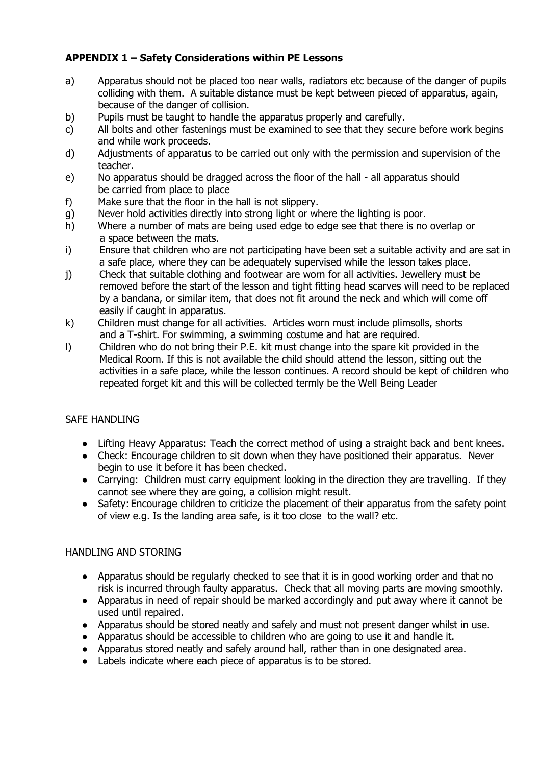**APPENDIX 1 – Safety Considerations within PE Lessons**

a) Apparatus should not be placed too near walls, radiators etc because of the danger of pupils colliding with them. A suitable distance must be kept between pieced of apparatus, again, because of the danger of collision.

b) Pupils must be taught to handle the apparatus properly and carefully.

c) All bolts and other fastenings must be examined to see that they secure before work begins and while work proceeds.

d) Adjustments of apparatus to be carried out only with the permission and supervision of the teacher.

e) No apparatus should be dragged across the floor of the hall - all apparatus should be carried from place to place

f) Make sure that the floor in the hall is not slippery.

g) Never hold activities directly into strong light or where the lighting is poor.

h) Where a number of mats are being used edge to edge see that there is no overlap or a space between the mats.

i) Ensure that children who are not participating have been set a suitable activity and are sat in a safe place, where they can be adequately supervised while the lesson takes place.

j) Check that suitable clothing and footwear are worn for all activities. Jewellery must be removed before the start of the lesson and tight fitting head scarves will need to be replaced by a bandana, or similar item, that does not fit around the neck and which will come off easily if caught in apparatus.

k) Children must change for all activities. Articles worn must include plimsolls, shorts and a T-shirt. For swimming, a swimming costume and hat are required.

l) Children who do not bring their P.E. kit must change into the spare kit provided in the Medical Room. If this is not available the child should attend the lesson, sitting out the activities in a safe place, while the lesson continues. A record should be kept of children who repeated forget kit and this will be collected termly be the Well Being Leader

SAFE HANDLING

- Lifting Heavy Apparatus: Teach the correct method of using a straight back and bent knees.
- Check: Encourage children to sit down when they have positioned their apparatus. Never begin to use it before it has been checked.
- Carrying: Children must carry equipment looking in the direction they are travelling. If they cannot see where they are going, a collision might result.
- Safety: Encourage children to criticize the placement of their apparatus from the safety point of view e.g. Is the landing area safe, is it too close to the wall? etc.

HANDLING AND STORING

- Apparatus should be regularly checked to see that it is in good working order and that no risk is incurred through faulty apparatus. Check that all moving parts are moving smoothly.
- Apparatus in need of repair should be marked accordingly and put away where it cannot be used until repaired.
- Apparatus should be stored neatly and safely and must not present danger whilst in use.
- Apparatus should be accessible to children who are going to use it and handle it.
- Apparatus stored neatly and safely around hall, rather than in one designated area.
- Labels indicate where each piece of apparatus is to be stored.